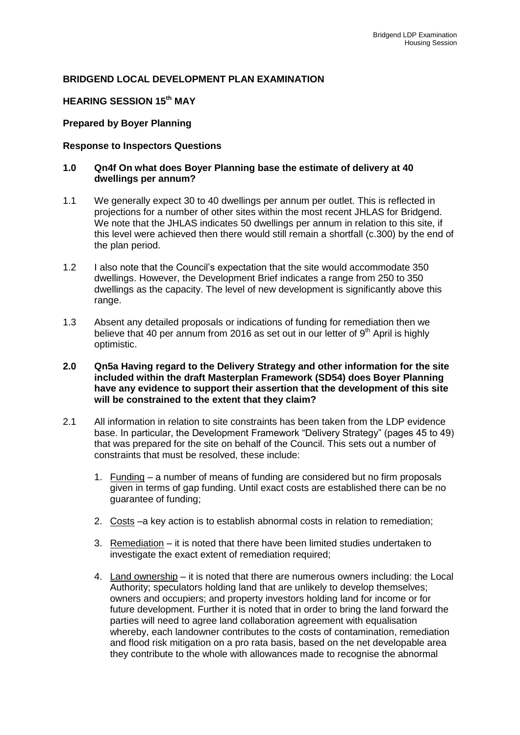**BRIDGEND LOCAL DEVELOPMENT PLAN EXAMINATION**

**HEARING SESSION 15th MAY**

**Prepared by Boyer Planning**

**Response to Inspectors Questions**

**1.0 Qn4f On what does Boyer Planning base the estimate of delivery at 40 dwellings per annum?**

1.1 We generally expect 30 to 40 dwellings per annum per outlet. This is reflected in projections for a number of other sites within the most recent JHLAS for Bridgend. We note that the JHLAS indicates 50 dwellings per annum in relation to this site, if this level were achieved then there would still remain a shortfall (c.300) by the end of the plan period.

1.2 I also note that the Council's expectation that the site would accommodate 350 dwellings. However, the Development Brief indicates a range from 250 to 350 dwellings as the capacity. The level of new development is significantly above this range.

1.3 Absent any detailed proposals or indications of funding for remediation then we believe that 40 per annum from 2016 as set out in our letter of 9th April is highly optimistic.

**2.0 Qn5a Having regard to the Delivery Strategy and other information for the site included within the draft Masterplan Framework (SD54) does Boyer Planning have any evidence to support their assertion that the development of this site will be constrained to the extent that they claim?**

2.1 All information in relation to site constraints has been taken from the LDP evidence base. In particular, the Development Framework "Delivery Strategy" (pages 45 to 49) that was prepared for the site on behalf of the Council. This sets out a number of constraints that must be resolved, these include:

1. Funding – a number of means of funding are considered but no firm proposals given in terms of gap funding. Until exact costs are established there can be no guarantee of funding;

2. Costs –a key action is to establish abnormal costs in relation to remediation;

3. Remediation – it is noted that there have been limited studies undertaken to investigate the exact extent of remediation required;

4. Land ownership – it is noted that there are numerous owners including: the Local Authority; speculators holding land that are unlikely to develop themselves; owners and occupiers; and property investors holding land for income or for future development. Further it is noted that in order to bring the land forward the parties will need to agree land collaboration agreement with equalisation whereby, each landowner contributes to the costs of contamination, remediation and flood risk mitigation on a pro rata basis, based on the net developable area they contribute to the whole with allowances made to recognise the abnormal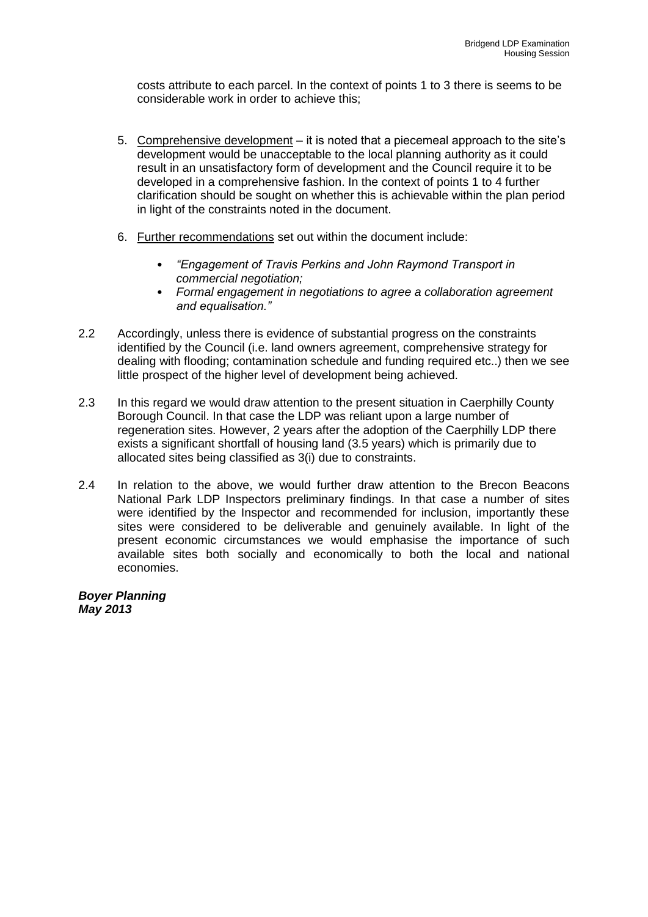costs attribute to each parcel. In the context of points 1 to 3 there is seems to be considerable work in order to achieve this;

5. Comprehensive development – it is noted that a piecemeal approach to the site's development would be unacceptable to the local planning authority as it could result in an unsatisfactory form of development and the Council require it to be developed in a comprehensive fashion. In the context of points 1 to 4 further clarification should be sought on whether this is achievable within the plan period in light of the constraints noted in the document.

6. Further recommendations set out within the document include:

   - *"Engagement of Travis Perkins and John Raymond Transport in commercial negotiation;*
   - *Formal engagement in negotiations to agree a collaboration agreement and equalisation."*

2.2 Accordingly, unless there is evidence of substantial progress on the constraints identified by the Council (i.e. land owners agreement, comprehensive strategy for dealing with flooding; contamination schedule and funding required etc..) then we see little prospect of the higher level of development being achieved.

2.3 In this regard we would draw attention to the present situation in Caerphilly County Borough Council. In that case the LDP was reliant upon a large number of regeneration sites. However, 2 years after the adoption of the Caerphilly LDP there exists a significant shortfall of housing land (3.5 years) which is primarily due to allocated sites being classified as 3(i) due to constraints.

2.4 In relation to the above, we would further draw attention to the Brecon Beacons National Park LDP Inspectors preliminary findings. In that case a number of sites were identified by the Inspector and recommended for inclusion, importantly these sites were considered to be deliverable and genuinely available. In light of the present economic circumstances we would emphasise the importance of such available sites both socially and economically to both the local and national economies.

***Boyer Planning***
***May 2013***